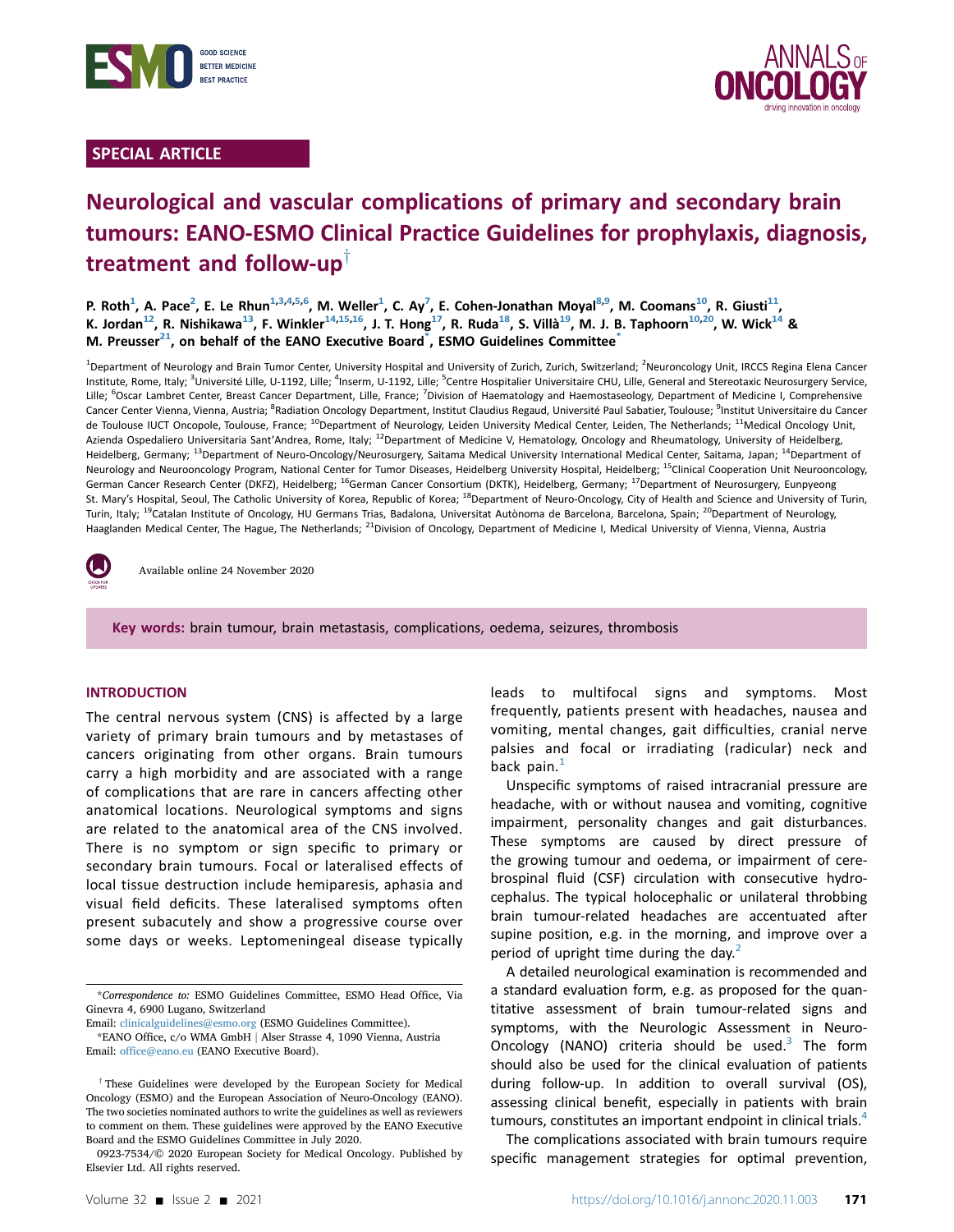SPECIAL ARTICLE

# Neurological and vascular complications of primary and secondary brain tumours: EANO-ESMO Clinical Practice Guidelines for prophylaxis, diagnosis, treatment and follow-up[†]

P. Roth[1], A. Pace[2], E. Le Rhun[1,3,4,5,6], M. Weller[1], C. Ay[7], E. Cohen-Jonathan Moyal[8,9], M. Coomans[10], R. Giusti[11], K. Jordan[12], R. Nishikawa[13], F. Winkler[14,15,16], J. T. Hong[17], R. Ruda[18], S. Villà[19], M. J. B. Taphoorn[10,20], W. Wick[14] & M. Preusser[21], on behalf of the EANO Executive Board[*], ESMO Guidelines Committee[*]

[1]Department of Neurology and Brain Tumor Center, University Hospital and University of Zurich, Zurich, Switzerland; [2]Neuroncology Unit, IRCCS Regina Elena Cancer Institute, Rome, Italy; [3]Université Lille, U-1192, Lille; [4]Inserm, U-1192, Lille; [5]Centre Hospitalier Universitaire CHU, Lille, General and Stereotaxic Neurosurgery Service, Lille; [6]Oscar Lambret Center, Breast Cancer Department, Lille, France; [7]Division of Haematology and Haemostaseology, Department of Medicine I, Comprehensive Cancer Center Vienna, Vienna, Austria; [8]Radiation Oncology Department, Institut Claudius Regaud, Université Paul Sabatier, Toulouse; [9]Institut Universitaire du Cancer de Toulouse IUCT Oncopole, Toulouse, France; [10]Department of Neurology, Leiden University Medical Center, Leiden, The Netherlands; [11]Medical Oncology Unit, Azienda Ospedaliero Universitaria Sant'Andrea, Rome, Italy; [12]Department of Medicine V, Hematology, Oncology and Rheumatology, University of Heidelberg, Heidelberg, Germany; [13]Department of Neuro-Oncology/Neurosurgery, Saitama Medical University International Medical Center, Saitama, Japan; [14]Department of Neurology and Neurooncology Program, National Center for Tumor Diseases, Heidelberg University Hospital, Heidelberg; [15]Clinical Cooperation Unit Neurooncology, German Cancer Research Center (DKFZ), Heidelberg; [16]German Cancer Consortium (DKTK), Heidelberg, Germany; [17]Department of Neurosurgery, Eunpyeong St. Mary's Hospital, Seoul, The Catholic University of Korea, Republic of Korea; [18]Department of Neuro-Oncology, City of Health and Science and University of Turin, Turin, Italy; [19]Catalan Institute of Oncology, HU Germans Trias, Badalona, Universitat Autònoma de Barcelona, Barcelona, Spain; [20]Department of Neurology, Haaglanden Medical Center, The Hague, The Netherlands; [21]Division of Oncology, Department of Medicine I, Medical University of Vienna, Vienna, Austria

Available online 24 November 2020

**Key words:** brain tumour, brain metastasis, complications, oedema, seizures, thrombosis

## INTRODUCTION

The central nervous system (CNS) is affected by a large variety of primary brain tumours and by metastases of cancers originating from other organs. Brain tumours carry a high morbidity and are associated with a range of complications that are rare in cancers affecting other anatomical locations. Neurological symptoms and signs are related to the anatomical area of the CNS involved. There is no symptom or sign specific to primary or secondary brain tumours. Focal or lateralised effects of local tissue destruction include hemiparesis, aphasia and visual field deficits. These lateralised symptoms often present subacutely and show a progressive course over some days or weeks. Leptomeningeal disease typically leads to multifocal signs and symptoms. Most frequently, patients present with headaches, nausea and vomiting, mental changes, gait difficulties, cranial nerve palsies and focal or irradiating (radicular) neck and back pain.[1]

Unspecific symptoms of raised intracranial pressure are headache, with or without nausea and vomiting, cognitive impairment, personality changes and gait disturbances. These symptoms are caused by direct pressure of the growing tumour and oedema, or impairment of cerebrospinal fluid (CSF) circulation with consecutive hydrocephalus. The typical holocephalic or unilateral throbbing brain tumour-related headaches are accentuated after supine position, e.g. in the morning, and improve over a period of upright time during the day.[2]

A detailed neurological examination is recommended and a standard evaluation form, e.g. as proposed for the quantitative assessment of brain tumour-related signs and symptoms, with the Neurologic Assessment in Neuro-Oncology (NANO) criteria should be used.[3] The form should also be used for the clinical evaluation of patients during follow-up. In addition to overall survival (OS), assessing clinical benefit, especially in patients with brain tumours, constitutes an important endpoint in clinical trials.[4]

The complications associated with brain tumours require specific management strategies for optimal prevention,

*Correspondence to: ESMO Guidelines Committee, ESMO Head Office, Via Ginevra 4, 6900 Lugano, Switzerland
Email: clinicalguidelines@esmo.org (ESMO Guidelines Committee).
*EANO Office, c/o WMA GmbH | Alser Strasse 4, 1090 Vienna, Austria
Email: office@eano.eu (EANO Executive Board).

† These Guidelines were developed by the European Society for Medical Oncology (ESMO) and the European Association of Neuro-Oncology (EANO). The two societies nominated authors to write the guidelines as well as reviewers to comment on them. These guidelines were approved by the EANO Executive Board and the ESMO Guidelines Committee in July 2020.

0923-7534/© 2020 European Society for Medical Oncology. Published by Elsevier Ltd. All rights reserved.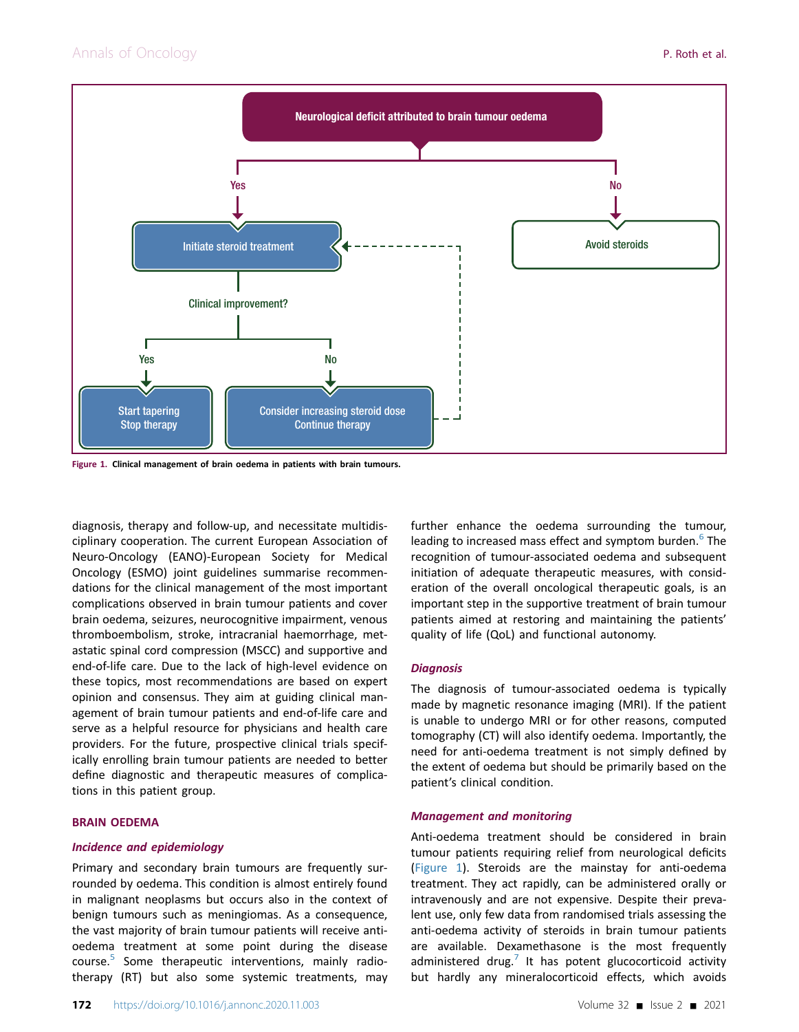Figure 1. Clinical management of brain oedema in patients with brain tumours.

diagnosis, therapy and follow-up, and necessitate multidisciplinary cooperation. The current European Association of Neuro-Oncology (EANO)-European Society for Medical Oncology (ESMO) joint guidelines summarise recommendations for the clinical management of the most important complications observed in brain tumour patients and cover brain oedema, seizures, neurocognitive impairment, venous thromboembolism, stroke, intracranial haemorrhage, metastatic spinal cord compression (MSCC) and supportive and end-of-life care. Due to the lack of high-level evidence on these topics, most recommendations are based on expert opinion and consensus. They aim at guiding clinical management of brain tumour patients and end-of-life care and serve as a helpful resource for physicians and health care providers. For the future, prospective clinical trials specifically enrolling brain tumour patients are needed to better define diagnostic and therapeutic measures of complications in this patient group.

## BRAIN OEDEMA

### *Incidence and epidemiology*

Primary and secondary brain tumours are frequently surrounded by oedema. This condition is almost entirely found in malignant neoplasms but occurs also in the context of benign tumours such as meningiomas. As a consequence, the vast majority of brain tumour patients will receive anti-oedema treatment at some point during the disease course.[5] Some therapeutic interventions, mainly radiotherapy (RT) but also some systemic treatments, may further enhance the oedema surrounding the tumour, leading to increased mass effect and symptom burden.[6] The recognition of tumour-associated oedema and subsequent initiation of adequate therapeutic measures, with consideration of the overall oncological therapeutic goals, is an important step in the supportive treatment of brain tumour patients aimed at restoring and maintaining the patients' quality of life (QoL) and functional autonomy.

### *Diagnosis*

The diagnosis of tumour-associated oedema is typically made by magnetic resonance imaging (MRI). If the patient is unable to undergo MRI or for other reasons, computed tomography (CT) will also identify oedema. Importantly, the need for anti-oedema treatment is not simply defined by the extent of oedema but should be primarily based on the patient's clinical condition.

### *Management and monitoring*

Anti-oedema treatment should be considered in brain tumour patients requiring relief from neurological deficits (Figure 1). Steroids are the mainstay for anti-oedema treatment. They act rapidly, can be administered orally or intravenously and are not expensive. Despite their prevalent use, only few data from randomised trials assessing the anti-oedema activity of steroids in brain tumour patients are available. Dexamethasone is the most frequently administered drug.[7] It has potent glucocorticoid activity but hardly any mineralocorticoid effects, which avoids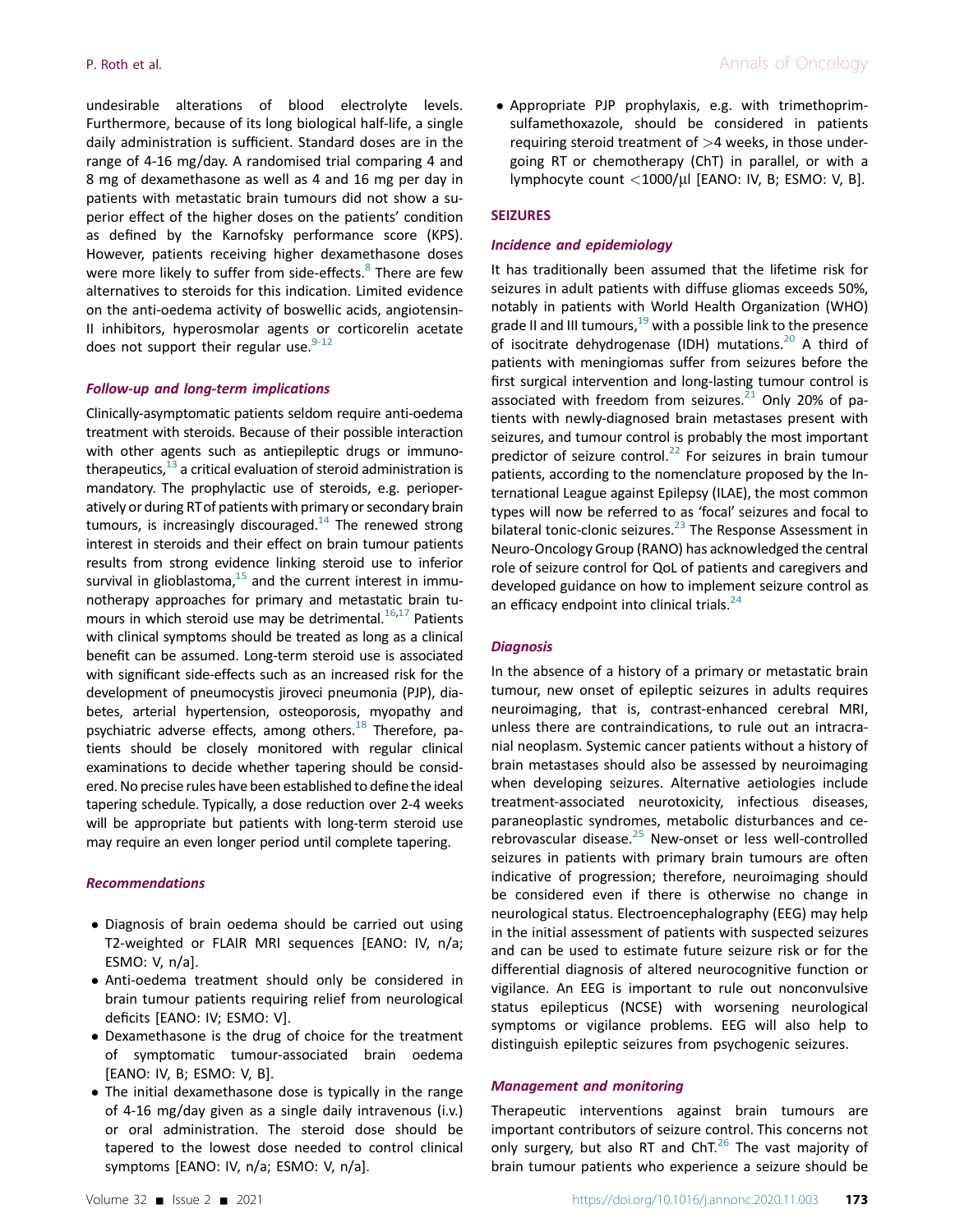undesirable alterations of blood electrolyte levels. Furthermore, because of its long biological half-life, a single daily administration is sufficient. Standard doses are in the range of 4-16 mg/day. A randomised trial comparing 4 and 8 mg of dexamethasone as well as 4 and 16 mg per day in patients with metastatic brain tumours did not show a superior effect of the higher doses on the patients' condition as defined by the Karnofsky performance score (KPS). However, patients receiving higher dexamethasone doses were more likely to suffer from side-effects.[8] There are few alternatives to steroids for this indication. Limited evidence on the anti-oedema activity of boswellic acids, angiotensin-II inhibitors, hyperosmolar agents or corticorelin acetate does not support their regular use.[9-12]

### *Follow-up and long-term implications*

Clinically-asymptomatic patients seldom require anti-oedema treatment with steroids. Because of their possible interaction with other agents such as antiepileptic drugs or immunotherapeutics,[13] a critical evaluation of steroid administration is mandatory. The prophylactic use of steroids, e.g. perioperatively or during RT of patients with primary or secondary brain tumours, is increasingly discouraged.[14] The renewed strong interest in steroids and their effect on brain tumour patients results from strong evidence linking steroid use to inferior survival in glioblastoma,[15] and the current interest in immunotherapy approaches for primary and metastatic brain tumours in which steroid use may be detrimental.[16,17] Patients with clinical symptoms should be treated as long as a clinical benefit can be assumed. Long-term steroid use is associated with significant side-effects such as an increased risk for the development of pneumocystis jiroveci pneumonia (PJP), diabetes, arterial hypertension, osteoporosis, myopathy and psychiatric adverse effects, among others.[18] Therefore, patients should be closely monitored with regular clinical examinations to decide whether tapering should be considered. No precise rules have been established to define the ideal tapering schedule. Typically, a dose reduction over 2-4 weeks will be appropriate but patients with long-term steroid use may require an even longer period until complete tapering.

### *Recommendations*

- Diagnosis of brain oedema should be carried out using T2-weighted or FLAIR MRI sequences [EANO: IV, n/a; ESMO: V, n/a].
- Anti-oedema treatment should only be considered in brain tumour patients requiring relief from neurological deficits [EANO: IV; ESMO: V].
- Dexamethasone is the drug of choice for the treatment of symptomatic tumour-associated brain oedema [EANO: IV, B; ESMO: V, B].
- The initial dexamethasone dose is typically in the range of 4-16 mg/day given as a single daily intravenous (i.v.) or oral administration. The steroid dose should be tapered to the lowest dose needed to control clinical symptoms [EANO: IV, n/a; ESMO: V, n/a].
- Appropriate PJP prophylaxis, e.g. with trimethoprim-sulfamethoxazole, should be considered in patients requiring steroid treatment of >4 weeks, in those undergoing RT or chemotherapy (ChT) in parallel, or with a lymphocyte count <1000/µl [EANO: IV, B; ESMO: V, B].

## SEIZURES

### *Incidence and epidemiology*

It has traditionally been assumed that the lifetime risk for seizures in adult patients with diffuse gliomas exceeds 50%, notably in patients with World Health Organization (WHO) grade II and III tumours,[19] with a possible link to the presence of isocitrate dehydrogenase (IDH) mutations.[20] A third of patients with meningiomas suffer from seizures before the first surgical intervention and long-lasting tumour control is associated with freedom from seizures.[21] Only 20% of patients with newly-diagnosed brain metastases present with seizures, and tumour control is probably the most important predictor of seizure control.[22] For seizures in brain tumour patients, according to the nomenclature proposed by the International League against Epilepsy (ILAE), the most common types will now be referred to as 'focal' seizures and focal to bilateral tonic-clonic seizures.[23] The Response Assessment in Neuro-Oncology Group (RANO) has acknowledged the central role of seizure control for QoL of patients and caregivers and developed guidance on how to implement seizure control as an efficacy endpoint into clinical trials.[24]

### *Diagnosis*

In the absence of a history of a primary or metastatic brain tumour, new onset of epileptic seizures in adults requires neuroimaging, that is, contrast-enhanced cerebral MRI, unless there are contraindications, to rule out an intracranial neoplasm. Systemic cancer patients without a history of brain metastases should also be assessed by neuroimaging when developing seizures. Alternative aetiologies include treatment-associated neurotoxicity, infectious diseases, paraneoplastic syndromes, metabolic disturbances and cerebrovascular disease.[25] New-onset or less well-controlled seizures in patients with primary brain tumours are often indicative of progression; therefore, neuroimaging should be considered even if there is otherwise no change in neurological status. Electroencephalography (EEG) may help in the initial assessment of patients with suspected seizures and can be used to estimate future seizure risk or for the differential diagnosis of altered neurocognitive function or vigilance. An EEG is important to rule out nonconvulsive status epilepticus (NCSE) with worsening neurological symptoms or vigilance problems. EEG will also help to distinguish epileptic seizures from psychogenic seizures.

### *Management and monitoring*

Therapeutic interventions against brain tumours are important contributors of seizure control. This concerns not only surgery, but also RT and ChT.[26] The vast majority of brain tumour patients who experience a seizure should be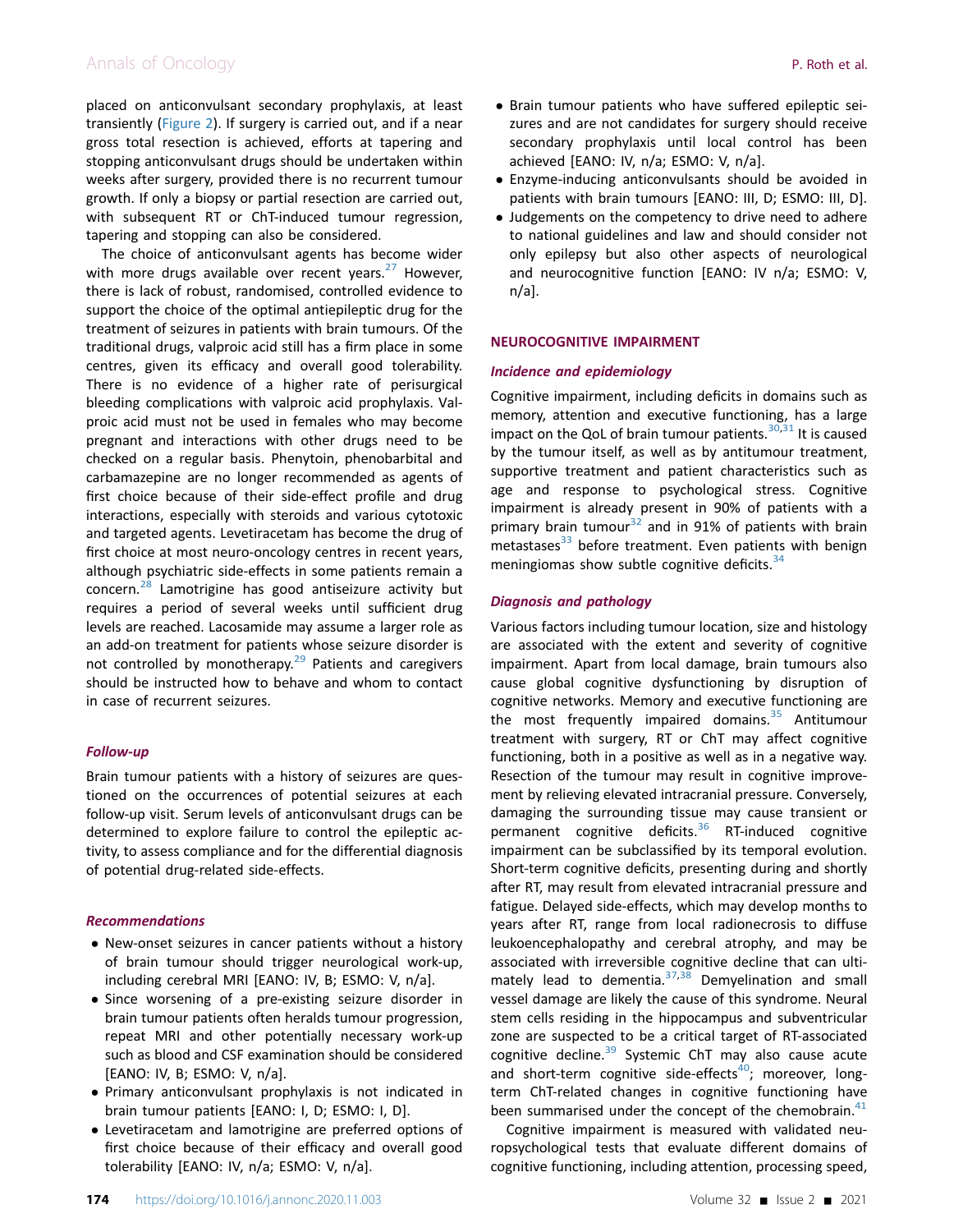placed on anticonvulsant secondary prophylaxis, at least transiently (Figure 2). If surgery is carried out, and if a near gross total resection is achieved, efforts at tapering and stopping anticonvulsant drugs should be undertaken within weeks after surgery, provided there is no recurrent tumour growth. If only a biopsy or partial resection are carried out, with subsequent RT or ChT-induced tumour regression, tapering and stopping can also be considered.

The choice of anticonvulsant agents has become wider with more drugs available over recent years.[27] However, there is lack of robust, randomised, controlled evidence to support the choice of the optimal antiepileptic drug for the treatment of seizures in patients with brain tumours. Of the traditional drugs, valproic acid still has a firm place in some centres, given its efficacy and overall good tolerability. There is no evidence of a higher rate of perisurgical bleeding complications with valproic acid prophylaxis. Valproic acid must not be used in females who may become pregnant and interactions with other drugs need to be checked on a regular basis. Phenytoin, phenobarbital and carbamazepine are no longer recommended as agents of first choice because of their side-effect profile and drug interactions, especially with steroids and various cytotoxic and targeted agents. Levetiracetam has become the drug of first choice at most neuro-oncology centres in recent years, although psychiatric side-effects in some patients remain a concern.[28] Lamotrigine has good antiseizure activity but requires a period of several weeks until sufficient drug levels are reached. Lacosamide may assume a larger role as an add-on treatment for patients whose seizure disorder is not controlled by monotherapy.[29] Patients and caregivers should be instructed how to behave and whom to contact in case of recurrent seizures.

### *Follow-up*

Brain tumour patients with a history of seizures are questioned on the occurrences of potential seizures at each follow-up visit. Serum levels of anticonvulsant drugs can be determined to explore failure to control the epileptic activity, to assess compliance and for the differential diagnosis of potential drug-related side-effects.

### *Recommendations*

- New-onset seizures in cancer patients without a history of brain tumour should trigger neurological work-up, including cerebral MRI [EANO: IV, B; ESMO: V, n/a].
- Since worsening of a pre-existing seizure disorder in brain tumour patients often heralds tumour progression, repeat MRI and other potentially necessary work-up such as blood and CSF examination should be considered [EANO: IV, B; ESMO: V, n/a].
- Primary anticonvulsant prophylaxis is not indicated in brain tumour patients [EANO: I, D; ESMO: I, D].
- Levetiracetam and lamotrigine are preferred options of first choice because of their efficacy and overall good tolerability [EANO: IV, n/a; ESMO: V, n/a].
- Brain tumour patients who have suffered epileptic seizures and are not candidates for surgery should receive secondary prophylaxis until local control has been achieved [EANO: IV, n/a; ESMO: V, n/a].
- Enzyme-inducing anticonvulsants should be avoided in patients with brain tumours [EANO: III, D; ESMO: III, D].
- Judgements on the competency to drive need to adhere to national guidelines and law and should consider not only epilepsy but also other aspects of neurological and neurocognitive function [EANO: IV n/a; ESMO: V, n/a].

## NEUROCOGNITIVE IMPAIRMENT

### *Incidence and epidemiology*

Cognitive impairment, including deficits in domains such as memory, attention and executive functioning, has a large impact on the QoL of brain tumour patients.[30,31] It is caused by the tumour itself, as well as by antitumour treatment, supportive treatment and patient characteristics such as age and response to psychological stress. Cognitive impairment is already present in 90% of patients with a primary brain tumour[32] and in 91% of patients with brain metastases[33] before treatment. Even patients with benign meningiomas show subtle cognitive deficits.[34]

### *Diagnosis and pathology*

Various factors including tumour location, size and histology are associated with the extent and severity of cognitive impairment. Apart from local damage, brain tumours also cause global cognitive dysfunctioning by disruption of cognitive networks. Memory and executive functioning are the most frequently impaired domains.[35] Antitumour treatment with surgery, RT or ChT may affect cognitive functioning, both in a positive as well as in a negative way. Resection of the tumour may result in cognitive improvement by relieving elevated intracranial pressure. Conversely, damaging the surrounding tissue may cause transient or permanent cognitive deficits.[36] RT-induced cognitive impairment can be subclassified by its temporal evolution. Short-term cognitive deficits, presenting during and shortly after RT, may result from elevated intracranial pressure and fatigue. Delayed side-effects, which may develop months to years after RT, range from local radionecrosis to diffuse leukoencephalopathy and cerebral atrophy, and may be associated with irreversible cognitive decline that can ultimately lead to dementia.[37,38] Demyelination and small vessel damage are likely the cause of this syndrome. Neural stem cells residing in the hippocampus and subventricular zone are suspected to be a critical target of RT-associated cognitive decline.[39] Systemic ChT may also cause acute and short-term cognitive side-effects[40]; moreover, long-term ChT-related changes in cognitive functioning have been summarised under the concept of the chemobrain.[41]

Cognitive impairment is measured with validated neuropsychological tests that evaluate different domains of cognitive functioning, including attention, processing speed,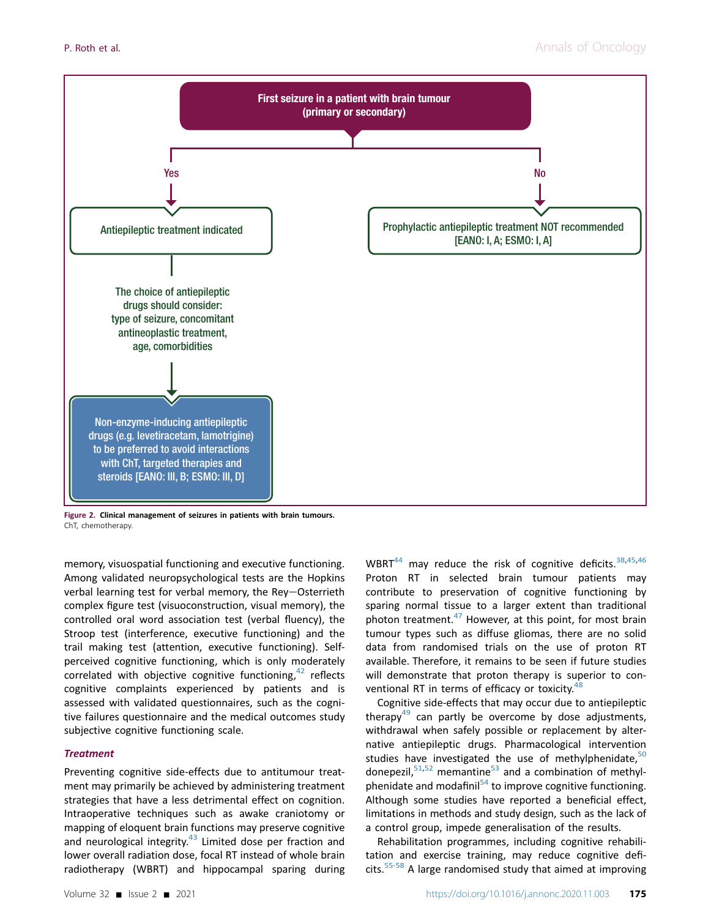First seizure in a patient with brain tumour (primary or secondary)

Yes → Antiepileptic treatment indicated

The choice of antiepileptic drugs should consider: type of seizure, concomitant antineoplastic treatment, age, comorbidities

→ Non-enzyme-inducing antiepileptic drugs (e.g. levetiracetam, lamotrigine) to be preferred to avoid interactions with ChT, targeted therapies and steroids [EANO: III, B; ESMO: III, D]

No → Prophylactic antiepileptic treatment NOT recommended [EANO: I, A; ESMO: I, A]

**Figure 2. Clinical management of seizures in patients with brain tumours.**
ChT, chemotherapy.

memory, visuospatial functioning and executive functioning. Among validated neuropsychological tests are the Hopkins verbal learning test for verbal memory, the Rey—Osterrieth complex figure test (visuoconstruction, visual memory), the controlled oral word association test (verbal fluency), the Stroop test (interference, executive functioning) and the trail making test (attention, executive functioning). Self-perceived cognitive functioning, which is only moderately correlated with objective cognitive functioning,[42] reflects cognitive complaints experienced by patients and is assessed with validated questionnaires, such as the cognitive failures questionnaire and the medical outcomes study subjective cognitive functioning scale.

### *Treatment*

Preventing cognitive side-effects due to antitumour treatment may primarily be achieved by administering treatment strategies that have a less detrimental effect on cognition. Intraoperative techniques such as awake craniotomy or mapping of eloquent brain functions may preserve cognitive and neurological integrity.[43] Limited dose per fraction and lower overall radiation dose, focal RT instead of whole brain radiotherapy (WBRT) and hippocampal sparing during WBRT[44] may reduce the risk of cognitive deficits.[38,45,46] Proton RT in selected brain tumour patients may contribute to preservation of cognitive functioning by sparing normal tissue to a larger extent than traditional photon treatment.[47] However, at this point, for most brain tumour types such as diffuse gliomas, there are no solid data from randomised trials on the use of proton RT available. Therefore, it remains to be seen if future studies will demonstrate that proton therapy is superior to conventional RT in terms of efficacy or toxicity.[48]

Cognitive side-effects that may occur due to antiepileptic therapy[49] can partly be overcome by dose adjustments, withdrawal when safely possible or replacement by alternative antiepileptic drugs. Pharmacological intervention studies have investigated the use of methylphenidate,[50] donepezil,[51,52] memantine[53] and a combination of methylphenidate and modafinil[54] to improve cognitive functioning. Although some studies have reported a beneficial effect, limitations in methods and study design, such as the lack of a control group, impede generalisation of the results.

Rehabilitation programmes, including cognitive rehabilitation and exercise training, may reduce cognitive deficits.[55-58] A large randomised study that aimed at improving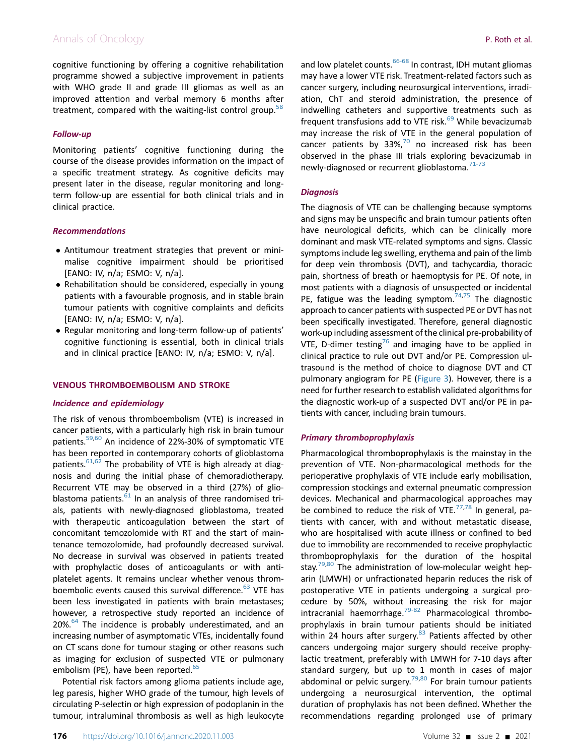cognitive functioning by offering a cognitive rehabilitation programme showed a subjective improvement in patients with WHO grade II and grade III gliomas as well as an improved attention and verbal memory 6 months after treatment, compared with the waiting-list control group.[58]

### Follow-up

Monitoring patients' cognitive functioning during the course of the disease provides information on the impact of a specific treatment strategy. As cognitive deficits may present later in the disease, regular monitoring and long-term follow-up are essential for both clinical trials and in clinical practice.

### Recommendations

- Antitumour treatment strategies that prevent or minimalise cognitive impairment should be prioritised [EANO: IV, n/a; ESMO: V, n/a].
- Rehabilitation should be considered, especially in young patients with a favourable prognosis, and in stable brain tumour patients with cognitive complaints and deficits [EANO: IV, n/a; ESMO: V, n/a].
- Regular monitoring and long-term follow-up of patients' cognitive functioning is essential, both in clinical trials and in clinical practice [EANO: IV, n/a; ESMO: V, n/a].

## VENOUS THROMBOEMBOLISM AND STROKE

### Incidence and epidemiology

The risk of venous thromboembolism (VTE) is increased in cancer patients, with a particularly high risk in brain tumour patients.[59,60] An incidence of 22%-30% of symptomatic VTE has been reported in contemporary cohorts of glioblastoma patients.[61,62] The probability of VTE is high already at diagnosis and during the initial phase of chemoradiotherapy. Recurrent VTE may be observed in a third (27%) of glioblastoma patients.[61] In an analysis of three randomised trials, patients with newly-diagnosed glioblastoma, treated with therapeutic anticoagulation between the start of concomitant temozolomide with RT and the start of maintenance temozolomide, had profoundly decreased survival. No decrease in survival was observed in patients treated with prophylactic doses of anticoagulants or with antiplatelet agents. It remains unclear whether venous thromboembolic events caused this survival difference.[63] VTE has been less investigated in patients with brain metastases; however, a retrospective study reported an incidence of 20%.[64] The incidence is probably underestimated, and an increasing number of asymptomatic VTEs, incidentally found on CT scans done for tumour staging or other reasons such as imaging for exclusion of suspected VTE or pulmonary embolism (PE), have been reported.[65]

Potential risk factors among glioma patients include age, leg paresis, higher WHO grade of the tumour, high levels of circulating P-selectin or high expression of podoplanin in the tumour, intraluminal thrombosis as well as high leukocyte and low platelet counts.[66-68] In contrast, IDH mutant gliomas may have a lower VTE risk. Treatment-related factors such as cancer surgery, including neurosurgical interventions, irradiation, ChT and steroid administration, the presence of indwelling catheters and supportive treatments such as frequent transfusions add to VTE risk.[69] While bevacizumab may increase the risk of VTE in the general population of cancer patients by 33%,[70] no increased risk has been observed in the phase III trials exploring bevacizumab in newly-diagnosed or recurrent glioblastoma.[71-73]

### Diagnosis

The diagnosis of VTE can be challenging because symptoms and signs may be unspecific and brain tumour patients often have neurological deficits, which can be clinically more dominant and mask VTE-related symptoms and signs. Classic symptoms include leg swelling, erythema and pain of the limb for deep vein thrombosis (DVT), and tachycardia, thoracic pain, shortness of breath or haemoptysis for PE. Of note, in most patients with a diagnosis of unsuspected or incidental PE, fatigue was the leading symptom.[74,75] The diagnostic approach to cancer patients with suspected PE or DVT has not been specifically investigated. Therefore, general diagnostic work-up including assessment of the clinical pre-probability of VTE, D-dimer testing[76] and imaging have to be applied in clinical practice to rule out DVT and/or PE. Compression ultrasound is the method of choice to diagnose DVT and CT pulmonary angiogram for PE (Figure 3). However, there is a need for further research to establish validated algorithms for the diagnostic work-up of a suspected DVT and/or PE in patients with cancer, including brain tumours.

### Primary thromboprophylaxis

Pharmacological thromboprophylaxis is the mainstay in the prevention of VTE. Non-pharmacological methods for the perioperative prophylaxis of VTE include early mobilisation, compression stockings and external pneumatic compression devices. Mechanical and pharmacological approaches may be combined to reduce the risk of VTE.[77,78] In general, patients with cancer, with and without metastatic disease, who are hospitalised with acute illness or confined to bed due to immobility are recommended to receive prophylactic thromboprophylaxis for the duration of the hospital stay.[79,80] The administration of low-molecular weight heparin (LMWH) or unfractionated heparin reduces the risk of postoperative VTE in patients undergoing a surgical procedure by 50%, without increasing the risk for major intracranial haemorrhage.[79-82] Pharmacological thromboprophylaxis in brain tumour patients should be initiated within 24 hours after surgery.[83] Patients affected by other cancers undergoing major surgery should receive prophylactic treatment, preferably with LMWH for 7-10 days after standard surgery, but up to 1 month in cases of major abdominal or pelvic surgery.[79,80] For brain tumour patients undergoing a neurosurgical intervention, the optimal duration of prophylaxis has not been defined. Whether the recommendations regarding prolonged use of primary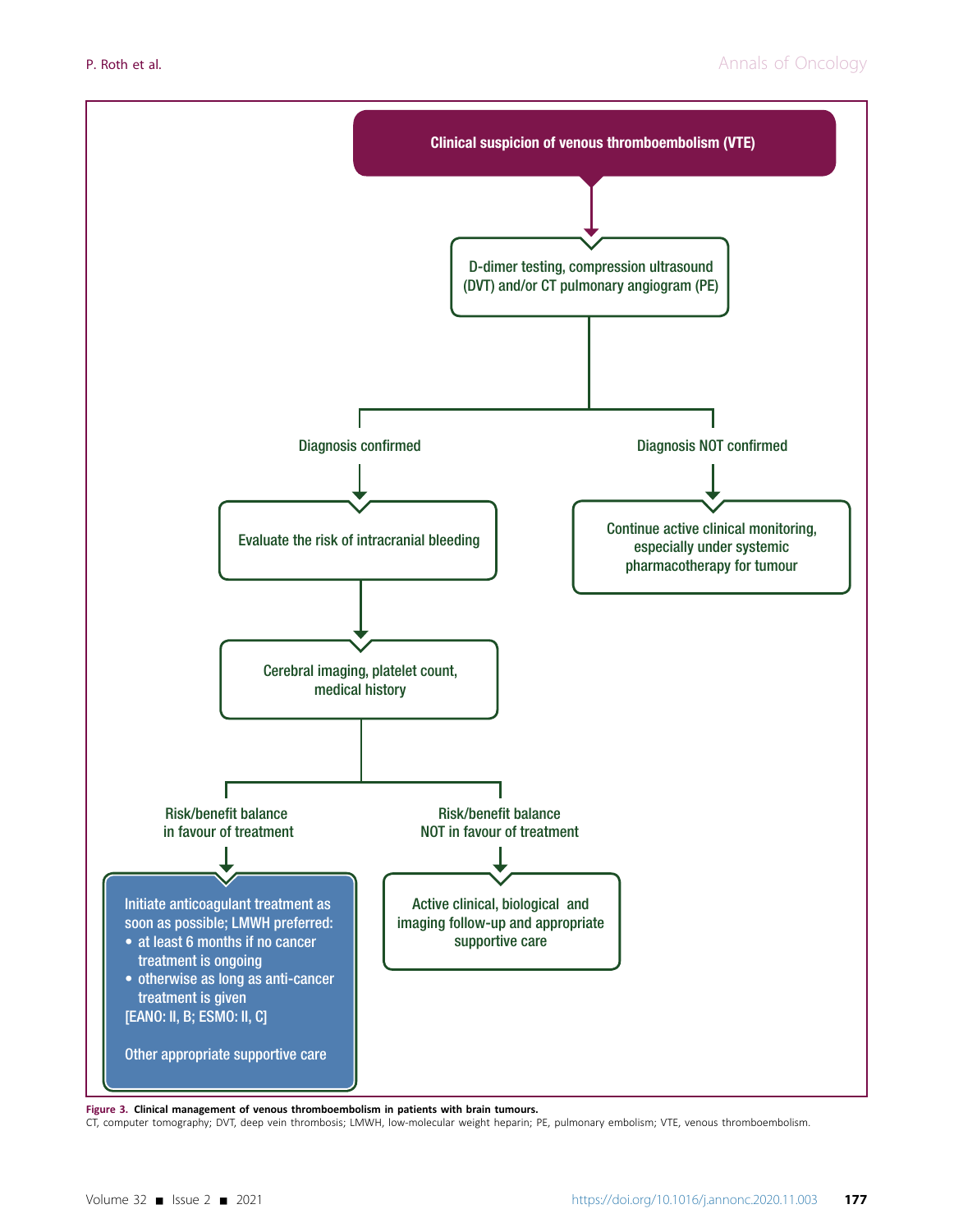Clinical suspicion of venous thromboembolism (VTE)

D-dimer testing, compression ultrasound (DVT) and/or CT pulmonary angiogram (PE)

Diagnosis confirmed

Evaluate the risk of intracranial bleeding

Cerebral imaging, platelet count, medical history

Risk/benefit balance in favour of treatment

Initiate anticoagulant treatment as soon as possible; LMWH preferred:
- at least 6 months if no cancer treatment is ongoing
- otherwise as long as anti-cancer treatment is given

[EANO: II, B; ESMO: II, C]

Other appropriate supportive care

Risk/benefit balance NOT in favour of treatment

Active clinical, biological and imaging follow-up and appropriate supportive care

Diagnosis NOT confirmed

Continue active clinical monitoring, especially under systemic pharmacotherapy for tumour

**Figure 3. Clinical management of venous thromboembolism in patients with brain tumours.**
CT, computer tomography; DVT, deep vein thrombosis; LMWH, low-molecular weight heparin; PE, pulmonary embolism; VTE, venous thromboembolism.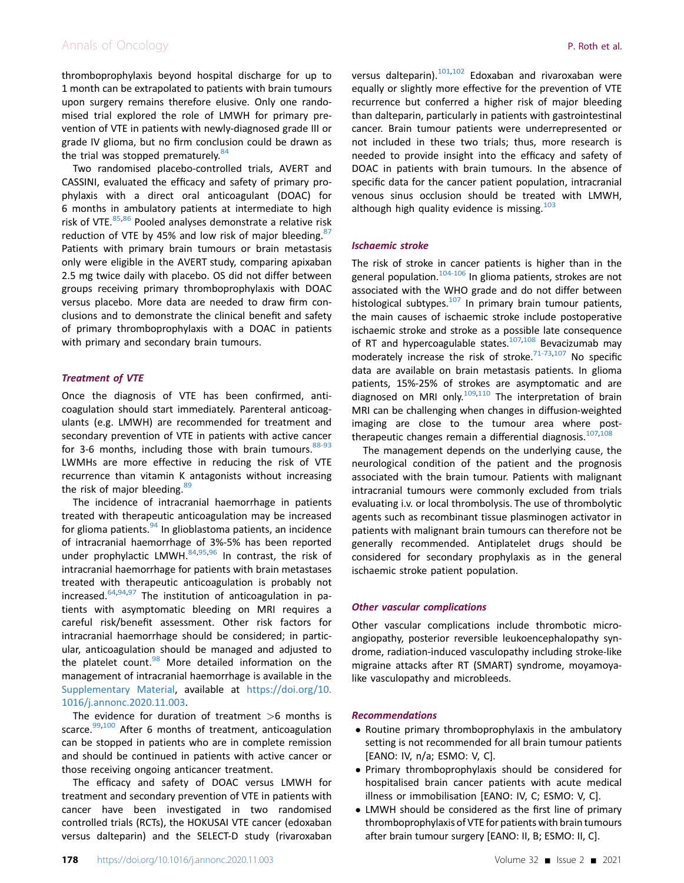thromboprophylaxis beyond hospital discharge for up to 1 month can be extrapolated to patients with brain tumours upon surgery remains therefore elusive. Only one randomised trial explored the role of LMWH for primary prevention of VTE in patients with newly-diagnosed grade III or grade IV glioma, but no firm conclusion could be drawn as the trial was stopped prematurely.[84]

Two randomised placebo-controlled trials, AVERT and CASSINI, evaluated the efficacy and safety of primary prophylaxis with a direct oral anticoagulant (DOAC) for 6 months in ambulatory patients at intermediate to high risk of VTE.[85,86] Pooled analyses demonstrate a relative risk reduction of VTE by 45% and low risk of major bleeding.[87] Patients with primary brain tumours or brain metastasis only were eligible in the AVERT study, comparing apixaban 2.5 mg twice daily with placebo. OS did not differ between groups receiving primary thromboprophylaxis with DOAC versus placebo. More data are needed to draw firm conclusions and to demonstrate the clinical benefit and safety of primary thromboprophylaxis with a DOAC in patients with primary and secondary brain tumours.

### *Treatment of VTE*

Once the diagnosis of VTE has been confirmed, anticoagulation should start immediately. Parenteral anticoagulants (e.g. LMWH) are recommended for treatment and secondary prevention of VTE in patients with active cancer for 3-6 months, including those with brain tumours.[88-93] LWMHs are more effective in reducing the risk of VTE recurrence than vitamin K antagonists without increasing the risk of major bleeding.[89]

The incidence of intracranial haemorrhage in patients treated with therapeutic anticoagulation may be increased for glioma patients.[94] In glioblastoma patients, an incidence of intracranial haemorrhage of 3%-5% has been reported under prophylactic LMWH.[84,95,96] In contrast, the risk of intracranial haemorrhage for patients with brain metastases treated with therapeutic anticoagulation is probably not increased.[64,94,97] The institution of anticoagulation in patients with asymptomatic bleeding on MRI requires a careful risk/benefit assessment. Other risk factors for intracranial haemorrhage should be considered; in particular, anticoagulation should be managed and adjusted to the platelet count.[98] More detailed information on the management of intracranial haemorrhage is available in the Supplementary Material, available at https://doi.org/10.1016/j.annonc.2020.11.003.

The evidence for duration of treatment >6 months is scarce.[99,100] After 6 months of treatment, anticoagulation can be stopped in patients who are in complete remission and should be continued in patients with active cancer or those receiving ongoing anticancer treatment.

The efficacy and safety of DOAC versus LMWH for treatment and secondary prevention of VTE in patients with cancer have been investigated in two randomised controlled trials (RCTs), the HOKUSAI VTE cancer (edoxaban versus dalteparin) and the SELECT-D study (rivaroxaban versus dalteparin).[101,102] Edoxaban and rivaroxaban were equally or slightly more effective for the prevention of VTE recurrence but conferred a higher risk of major bleeding than dalteparin, particularly in patients with gastrointestinal cancer. Brain tumour patients were underrepresented or not included in these two trials; thus, more research is needed to provide insight into the efficacy and safety of DOAC in patients with brain tumours. In the absence of specific data for the cancer patient population, intracranial venous sinus occlusion should be treated with LMWH, although high quality evidence is missing.[103]

### *Ischaemic stroke*

The risk of stroke in cancer patients is higher than in the general population.[104-106] In glioma patients, strokes are not associated with the WHO grade and do not differ between histological subtypes.[107] In primary brain tumour patients, the main causes of ischaemic stroke include postoperative ischaemic stroke and stroke as a possible late consequence of RT and hypercoagulable states.[107,108] Bevacizumab may moderately increase the risk of stroke.[71-73,107] No specific data are available on brain metastasis patients. In glioma patients, 15%-25% of strokes are asymptomatic and are diagnosed on MRI only.[109,110] The interpretation of brain MRI can be challenging when changes in diffusion-weighted imaging are close to the tumour area where post-therapeutic changes remain a differential diagnosis.[107,108]

The management depends on the underlying cause, the neurological condition of the patient and the prognosis associated with the brain tumour. Patients with malignant intracranial tumours were commonly excluded from trials evaluating i.v. or local thrombolysis. The use of thrombolytic agents such as recombinant tissue plasminogen activator in patients with malignant brain tumours can therefore not be generally recommended. Antiplatelet drugs should be considered for secondary prophylaxis as in the general ischaemic stroke patient population.

### *Other vascular complications*

Other vascular complications include thrombotic microangiopathy, posterior reversible leukoencephalopathy syndrome, radiation-induced vasculopathy including stroke-like migraine attacks after RT (SMART) syndrome, moyamoya-like vasculopathy and microbleeds.

### *Recommendations*

- Routine primary thromboprophylaxis in the ambulatory setting is not recommended for all brain tumour patients [EANO: IV, n/a; ESMO: V, C].
- Primary thromboprophylaxis should be considered for hospitalised brain cancer patients with acute medical illness or immobilisation [EANO: IV, C; ESMO: V, C].
- LMWH should be considered as the first line of primary thromboprophylaxis of VTE for patients with brain tumours after brain tumour surgery [EANO: II, B; ESMO: II, C].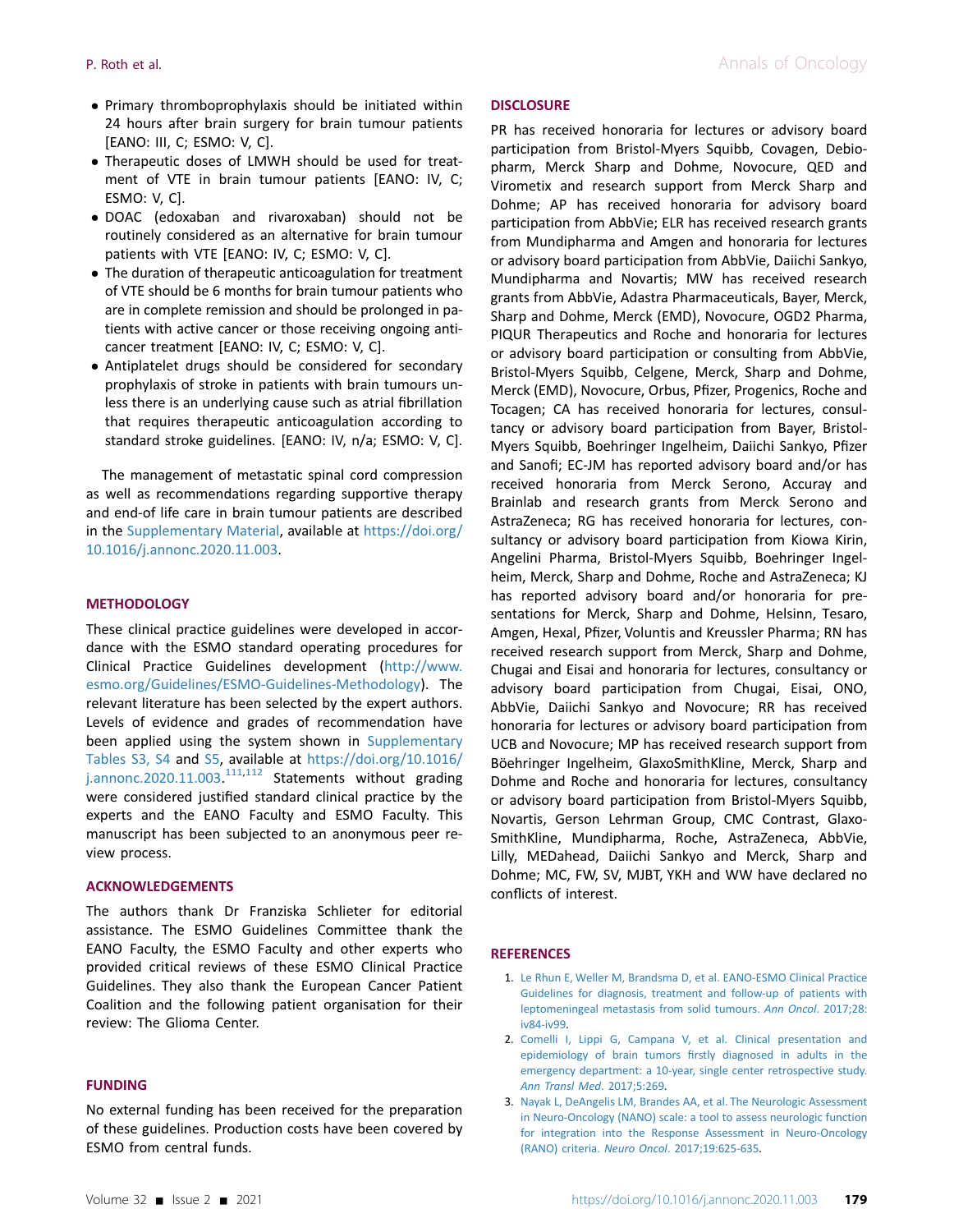- Primary thromboprophylaxis should be initiated within 24 hours after brain surgery for brain tumour patients [EANO: III, C; ESMO: V, C].
- Therapeutic doses of LMWH should be used for treatment of VTE in brain tumour patients [EANO: IV, C; ESMO: V, C].
- DOAC (edoxaban and rivaroxaban) should not be routinely considered as an alternative for brain tumour patients with VTE [EANO: IV, C; ESMO: V, C].
- The duration of therapeutic anticoagulation for treatment of VTE should be 6 months for brain tumour patients who are in complete remission and should be prolonged in patients with active cancer or those receiving ongoing anticancer treatment [EANO: IV, C; ESMO: V, C].
- Antiplatelet drugs should be considered for secondary prophylaxis of stroke in patients with brain tumours unless there is an underlying cause such as atrial fibrillation that requires therapeutic anticoagulation according to standard stroke guidelines. [EANO: IV, n/a; ESMO: V, C].

The management of metastatic spinal cord compression as well as recommendations regarding supportive therapy and end-of life care in brain tumour patients are described in the Supplementary Material, available at https://doi.org/10.1016/j.annonc.2020.11.003.

## METHODOLOGY

These clinical practice guidelines were developed in accordance with the ESMO standard operating procedures for Clinical Practice Guidelines development (http://www.esmo.org/Guidelines/ESMO-Guidelines-Methodology). The relevant literature has been selected by the expert authors. Levels of evidence and grades of recommendation have been applied using the system shown in Supplementary Tables S3, S4 and S5, available at https://doi.org/10.1016/j.annonc.2020.11.003.[111,112] Statements without grading were considered justified standard clinical practice by the experts and the EANO Faculty and ESMO Faculty. This manuscript has been subjected to an anonymous peer review process.

## ACKNOWLEDGEMENTS

The authors thank Dr Franziska Schlieter for editorial assistance. The ESMO Guidelines Committee thank the EANO Faculty, the ESMO Faculty and other experts who provided critical reviews of these ESMO Clinical Practice Guidelines. They also thank the European Cancer Patient Coalition and the following patient organisation for their review: The Glioma Center.

## FUNDING

No external funding has been received for the preparation of these guidelines. Production costs have been covered by ESMO from central funds.

## DISCLOSURE

PR has received honoraria for lectures or advisory board participation from Bristol-Myers Squibb, Covagen, Debiopharm, Merck Sharp and Dohme, Novocure, QED and Virometix and research support from Merck Sharp and Dohme; AP has received honoraria for advisory board participation from AbbVie; ELR has received research grants from Mundipharma and Amgen and honoraria for lectures or advisory board participation from AbbVie, Daiichi Sankyo, Mundipharma and Novartis; MW has received research grants from AbbVie, Adastra Pharmaceuticals, Bayer, Merck, Sharp and Dohme, Merck (EMD), Novocure, OGD2 Pharma, PIQUR Therapeutics and Roche and honoraria for lectures or advisory board participation or consulting from AbbVie, Bristol-Myers Squibb, Celgene, Merck, Sharp and Dohme, Merck (EMD), Novocure, Orbus, Pfizer, Progenics, Roche and Tocagen; CA has received honoraria for lectures, consultancy or advisory board participation from Bayer, Bristol-Myers Squibb, Boehringer Ingelheim, Daiichi Sankyo, Pfizer and Sanofi; EC-JM has reported advisory board and/or has received honoraria from Merck Serono, Accuray and Brainlab and research grants from Merck Serono and AstraZeneca; RG has received honoraria for lectures, consultancy or advisory board participation from Kiowa Kirin, Angelini Pharma, Bristol-Myers Squibb, Boehringer Ingelheim, Merck, Sharp and Dohme, Roche and AstraZeneca; KJ has reported advisory board and/or honoraria for presentations for Merck, Sharp and Dohme, Helsinn, Tesaro, Amgen, Hexal, Pfizer, Voluntis and Kreussler Pharma; RN has received research support from Merck, Sharp and Dohme, Chugai and Eisai and honoraria for lectures, consultancy or advisory board participation from Chugai, Eisai, ONO, AbbVie, Daiichi Sankyo and Novocure; RR has received honoraria for lectures or advisory board participation from UCB and Novocure; MP has received research support from Böehringer Ingelheim, GlaxoSmithKline, Merck, Sharp and Dohme and Roche and honoraria for lectures, consultancy or advisory board participation from Bristol-Myers Squibb, Novartis, Gerson Lehrman Group, CMC Contrast, GlaxoSmithKline, Mundipharma, Roche, AstraZeneca, AbbVie, Lilly, MEDahead, Daiichi Sankyo and Merck, Sharp and Dohme; MC, FW, SV, MJBT, YKH and WW have declared no conflicts of interest.

## REFERENCES

1. Le Rhun E, Weller M, Brandsma D, et al. EANO-ESMO Clinical Practice Guidelines for diagnosis, treatment and follow-up of patients with leptomeningeal metastasis from solid tumours. *Ann Oncol*. 2017;28:iv84-iv99.
2. Comelli I, Lippi G, Campana V, et al. Clinical presentation and epidemiology of brain tumors firstly diagnosed in adults in the emergency department: a 10-year, single center retrospective study. *Ann Transl Med*. 2017;5:269.
3. Nayak L, DeAngelis LM, Brandes AA, et al. The Neurologic Assessment in Neuro-Oncology (NANO) scale: a tool to assess neurologic function for integration into the Response Assessment in Neuro-Oncology (RANO) criteria. *Neuro Oncol*. 2017;19:625-635.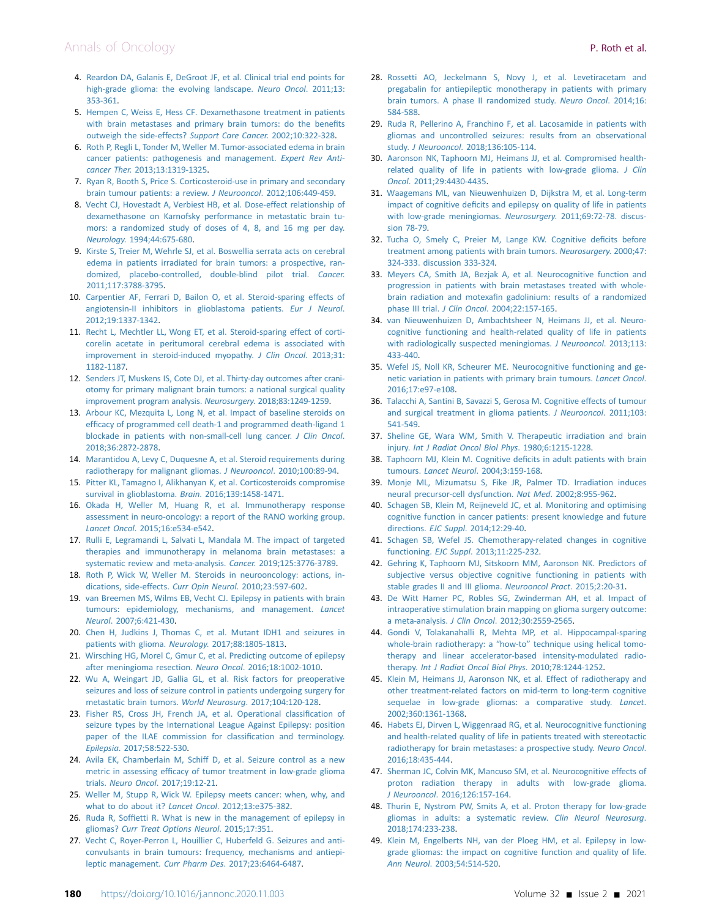4. Reardon DA, Galanis E, DeGroot JF, et al. Clinical trial end points for high-grade glioma: the evolving landscape. *Neuro Oncol*. 2011;13: 353-361.
5. Hempen C, Weiss E, Hess CF. Dexamethasone treatment in patients with brain metastases and primary brain tumors: do the benefits outweigh the side-effects? *Support Care Cancer*. 2002;10:322-328.
6. Roth P, Regli L, Tonder M, Weller M. Tumor-associated edema in brain cancer patients: pathogenesis and management. *Expert Rev Anticancer Ther*. 2013;13:1319-1325.
7. Ryan R, Booth S, Price S. Corticosteroid-use in primary and secondary brain tumour patients: a review. *J Neurooncol*. 2012;106:449-459.
8. Vecht CJ, Hovestadt A, Verbiest HB, et al. Dose-effect relationship of dexamethasone on Karnofsky performance in metastatic brain tumors: a randomized study of doses of 4, 8, and 16 mg per day. *Neurology*. 1994;44:675-680.
9. Kirste S, Treier M, Wehrle SJ, et al. Boswellia serrata acts on cerebral edema in patients irradiated for brain tumors: a prospective, randomized, placebo-controlled, double-blind pilot trial. *Cancer*. 2011;117:3788-3795.
10. Carpentier AF, Ferrari D, Bailon O, et al. Steroid-sparing effects of angiotensin-II inhibitors in glioblastoma patients. *Eur J Neurol*. 2012;19:1337-1342.
11. Recht L, Mechtler LL, Wong ET, et al. Steroid-sparing effect of corticorelin acetate in peritumoral cerebral edema is associated with improvement in steroid-induced myopathy. *J Clin Oncol*. 2013;31: 1182-1187.
12. Senders JT, Muskens IS, Cote DJ, et al. Thirty-day outcomes after craniotomy for primary malignant brain tumors: a national surgical quality improvement program analysis. *Neurosurgery*. 2018;83:1249-1259.
13. Arbour KC, Mezquita L, Long N, et al. Impact of baseline steroids on efficacy of programmed cell death-1 and programmed death-ligand 1 blockade in patients with non-small-cell lung cancer. *J Clin Oncol*. 2018;36:2872-2878.
14. Marantidou A, Levy C, Duquesne A, et al. Steroid requirements during radiotherapy for malignant gliomas. *J Neurooncol*. 2010;100:89-94.
15. Pitter KL, Tamagno I, Alikhanyan K, et al. Corticosteroids compromise survival in glioblastoma. *Brain*. 2016;139:1458-1471.
16. Okada H, Weller M, Huang R, et al. Immunotherapy response assessment in neuro-oncology: a report of the RANO working group. *Lancet Oncol*. 2015;16:e534-e542.
17. Rulli E, Legramandi L, Salvati L, Mandala M. The impact of targeted therapies and immunotherapy in melanoma brain metastases: a systematic review and meta-analysis. *Cancer*. 2019;125:3776-3789.
18. Roth P, Wick W, Weller M. Steroids in neurooncology: actions, indications, side-effects. *Curr Opin Neurol*. 2010;23:597-602.
19. van Breemen MS, Wilms EB, Vecht CJ. Epilepsy in patients with brain tumours: epidemiology, mechanisms, and management. *Lancet Neurol*. 2007;6:421-430.
20. Chen H, Judkins J, Thomas C, et al. Mutant IDH1 and seizures in patients with glioma. *Neurology*. 2017;88:1805-1813.
21. Wirsching HG, Morel C, Gmur C, et al. Predicting outcome of epilepsy after meningioma resection. *Neuro Oncol*. 2016;18:1002-1010.
22. Wu A, Weingart JD, Gallia GL, et al. Risk factors for preoperative seizures and loss of seizure control in patients undergoing surgery for metastatic brain tumors. *World Neurosurg*. 2017;104:120-128.
23. Fisher RS, Cross JH, French JA, et al. Operational classification of seizure types by the International League Against Epilepsy: position paper of the ILAE commission for classification and terminology. *Epilepsia*. 2017;58:522-530.
24. Avila EK, Chamberlain M, Schiff D, et al. Seizure control as a new metric in assessing efficacy of tumor treatment in low-grade glioma trials. *Neuro Oncol*. 2017;19:12-21.
25. Weller M, Stupp R, Wick W. Epilepsy meets cancer: when, why, and what to do about it? *Lancet Oncol*. 2012;13:e375-382.
26. Ruda R, Soffietti R. What is new in the management of epilepsy in gliomas? *Curr Treat Options Neurol*. 2015;17:351.
27. Vecht C, Royer-Perron L, Houillier C, Huberfeld G. Seizures and anticonvulsants in brain tumours: frequency, mechanisms and antiepileptic management. *Curr Pharm Des*. 2017;23:6464-6487.
28. Rossetti AO, Jeckelmann S, Novy J, et al. Levetiracetam and pregabalin for antiepileptic monotherapy in patients with primary brain tumors. A phase II randomized study. *Neuro Oncol*. 2014;16: 584-588.
29. Ruda R, Pellerino A, Franchino F, et al. Lacosamide in patients with gliomas and uncontrolled seizures: results from an observational study. *J Neurooncol*. 2018;136:105-114.
30. Aaronson NK, Taphoorn MJ, Heimans JJ, et al. Compromised health-related quality of life in patients with low-grade glioma. *J Clin Oncol*. 2011;29:4430-4435.
31. Waagemans ML, van Nieuwenhuizen D, Dijkstra M, et al. Long-term impact of cognitive deficits and epilepsy on quality of life in patients with low-grade meningiomas. *Neurosurgery*. 2011;69:72-78. discussion 78-79.
32. Tucha O, Smely C, Preier M, Lange KW. Cognitive deficits before treatment among patients with brain tumors. *Neurosurgery*. 2000;47: 324-333. discussion 333-324.
33. Meyers CA, Smith JA, Bezjak A, et al. Neurocognitive function and progression in patients with brain metastases treated with whole-brain radiation and motexafin gadolinium: results of a randomized phase III trial. *J Clin Oncol*. 2004;22:157-165.
34. van Nieuwenhuizen D, Ambachtsheer N, Heimans JJ, et al. Neurocognitive functioning and health-related quality of life in patients with radiologically suspected meningiomas. *J Neurooncol*. 2013;113: 433-440.
35. Wefel JS, Noll KR, Scheurer ME. Neurocognitive functioning and genetic variation in patients with primary brain tumours. *Lancet Oncol*. 2016;17:e97-e108.
36. Talacchi A, Santini B, Savazzi S, Gerosa M. Cognitive effects of tumour and surgical treatment in glioma patients. *J Neurooncol*. 2011;103: 541-549.
37. Sheline GE, Wara WM, Smith V. Therapeutic irradiation and brain injury. *Int J Radiat Oncol Biol Phys*. 1980;6:1215-1228.
38. Taphoorn MJ, Klein M. Cognitive deficits in adult patients with brain tumours. *Lancet Neurol*. 2004;3:159-168.
39. Monje ML, Mizumatsu S, Fike JR, Palmer TD. Irradiation induces neural precursor-cell dysfunction. *Nat Med*. 2002;8:955-962.
40. Schagen SB, Klein M, Reijneveld JC, et al. Monitoring and optimising cognitive function in cancer patients: present knowledge and future directions. *EJC Suppl*. 2014;12:29-40.
41. Schagen SB, Wefel JS. Chemotherapy-related changes in cognitive functioning. *EJC Suppl*. 2013;11:225-232.
42. Gehring K, Taphoorn MJ, Sitskoorn MM, Aaronson NK. Predictors of subjective versus objective cognitive functioning in patients with stable grades II and III glioma. *Neurooncol Pract*. 2015;2:20-31.
43. De Witt Hamer PC, Robles SG, Zwinderman AH, et al. Impact of intraoperative stimulation brain mapping on glioma surgery outcome: a meta-analysis. *J Clin Oncol*. 2012;30:2559-2565.
44. Gondi V, Tolakanahalli R, Mehta MP, et al. Hippocampal-sparing whole-brain radiotherapy: a "how-to" technique using helical tomotherapy and linear accelerator-based intensity-modulated radiotherapy. *Int J Radiat Oncol Biol Phys*. 2010;78:1244-1252.
45. Klein M, Heimans JJ, Aaronson NK, et al. Effect of radiotherapy and other treatment-related factors on mid-term to long-term cognitive sequelae in low-grade gliomas: a comparative study. *Lancet*. 2002;360:1361-1368.
46. Habets EJ, Dirven L, Wiggenraad RG, et al. Neurocognitive functioning and health-related quality of life in patients treated with stereotactic radiotherapy for brain metastases: a prospective study. *Neuro Oncol*. 2016;18:435-444.
47. Sherman JC, Colvin MK, Mancuso SM, et al. Neurocognitive effects of proton radiation therapy in adults with low-grade glioma. *J Neurooncol*. 2016;126:157-164.
48. Thurin E, Nystrom PW, Smits A, et al. Proton therapy for low-grade gliomas in adults: a systematic review. *Clin Neurol Neurosurg*. 2018;174:233-238.
49. Klein M, Engelberts NH, van der Ploeg HM, et al. Epilepsy in low-grade gliomas: the impact on cognitive function and quality of life. *Ann Neurol*. 2003;54:514-520.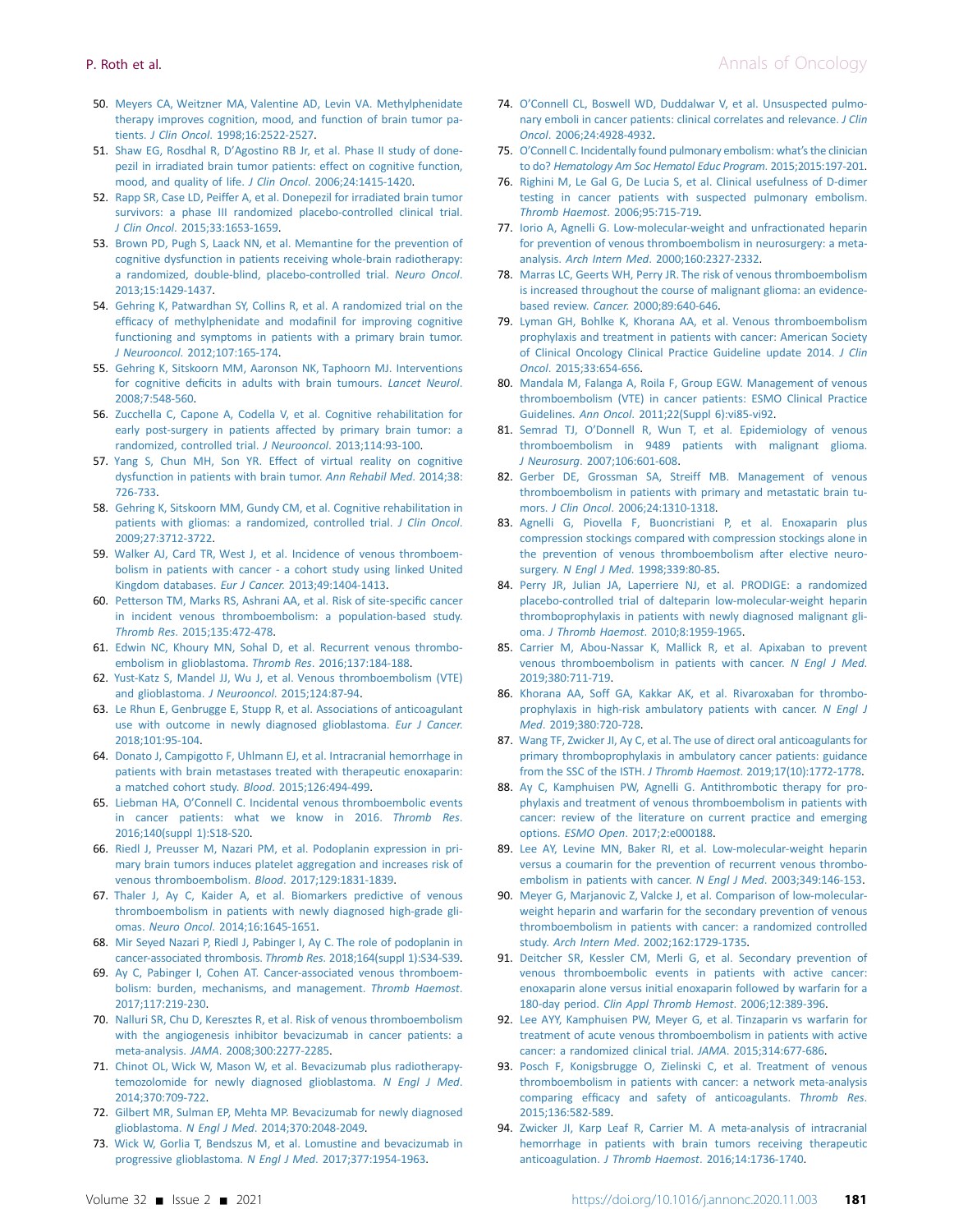50. Meyers CA, Weitzner MA, Valentine AD, Levin VA. Methylphenidate therapy improves cognition, mood, and function of brain tumor patients. *J Clin Oncol*. 1998;16:2522-2527.
51. Shaw EG, Rosdhal R, D'Agostino RB Jr, et al. Phase II study of donepezil in irradiated brain tumor patients: effect on cognitive function, mood, and quality of life. *J Clin Oncol*. 2006;24:1415-1420.
52. Rapp SR, Case LD, Peiffer A, et al. Donepezil for irradiated brain tumor survivors: a phase III randomized placebo-controlled clinical trial. *J Clin Oncol*. 2015;33:1653-1659.
53. Brown PD, Pugh S, Laack NN, et al. Memantine for the prevention of cognitive dysfunction in patients receiving whole-brain radiotherapy: a randomized, double-blind, placebo-controlled trial. *Neuro Oncol*. 2013;15:1429-1437.
54. Gehring K, Patwardhan SY, Collins R, et al. A randomized trial on the efficacy of methylphenidate and modafinil for improving cognitive functioning and symptoms in patients with a primary brain tumor. *J Neurooncol*. 2012;107:165-174.
55. Gehring K, Sitskoorn MM, Aaronson NK, Taphoorn MJ. Interventions for cognitive deficits in adults with brain tumours. *Lancet Neurol*. 2008;7:548-560.
56. Zucchella C, Capone A, Codella V, et al. Cognitive rehabilitation for early post-surgery in patients affected by primary brain tumor: a randomized, controlled trial. *J Neurooncol*. 2013;114:93-100.
57. Yang S, Chun MH, Son YR. Effect of virtual reality on cognitive dysfunction in patients with brain tumor. *Ann Rehabil Med*. 2014;38:726-733.
58. Gehring K, Sitskoorn MM, Gundy CM, et al. Cognitive rehabilitation in patients with gliomas: a randomized, controlled trial. *J Clin Oncol*. 2009;27:3712-3722.
59. Walker AJ, Card TR, West J, et al. Incidence of venous thromboembolism in patients with cancer - a cohort study using linked United Kingdom databases. *Eur J Cancer*. 2013;49:1404-1413.
60. Petterson TM, Marks RS, Ashrani AA, et al. Risk of site-specific cancer in incident venous thromboembolism: a population-based study. *Thromb Res*. 2015;135:472-478.
61. Edwin NC, Khoury MN, Sohal D, et al. Recurrent venous thromboembolism in glioblastoma. *Thromb Res*. 2016;137:184-188.
62. Yust-Katz S, Mandel JJ, Wu J, et al. Venous thromboembolism (VTE) and glioblastoma. *J Neurooncol*. 2015;124:87-94.
63. Le Rhun E, Genbrugge E, Stupp R, et al. Associations of anticoagulant use with outcome in newly diagnosed glioblastoma. *Eur J Cancer*. 2018;101:95-104.
64. Donato J, Campigotto F, Uhlmann EJ, et al. Intracranial hemorrhage in patients with brain metastases treated with therapeutic enoxaparin: a matched cohort study. *Blood*. 2015;126:494-499.
65. Liebman HA, O'Connell C. Incidental venous thromboembolic events in cancer patients: what we know in 2016. *Thromb Res*. 2016;140(suppl 1):S18-S20.
66. Riedl J, Preusser M, Nazari PM, et al. Podoplanin expression in primary brain tumors induces platelet aggregation and increases risk of venous thromboembolism. *Blood*. 2017;129:1831-1839.
67. Thaler J, Ay C, Kaider A, et al. Biomarkers predictive of venous thromboembolism in patients with newly diagnosed high-grade gliomas. *Neuro Oncol*. 2014;16:1645-1651.
68. Mir Seyed Nazari P, Riedl J, Pabinger I, Ay C. The role of podoplanin in cancer-associated thrombosis. *Thromb Res*. 2018;164(suppl 1):S34-S39.
69. Ay C, Pabinger I, Cohen AT. Cancer-associated venous thromboembolism: burden, mechanisms, and management. *Thromb Haemost*. 2017;117:219-230.
70. Nalluri SR, Chu D, Keresztes R, et al. Risk of venous thromboembolism with the angiogenesis inhibitor bevacizumab in cancer patients: a meta-analysis. *JAMA*. 2008;300:2277-2285.
71. Chinot OL, Wick W, Mason W, et al. Bevacizumab plus radiotherapy-temozolomide for newly diagnosed glioblastoma. *N Engl J Med*. 2014;370:709-722.
72. Gilbert MR, Sulman EP, Mehta MP. Bevacizumab for newly diagnosed glioblastoma. *N Engl J Med*. 2014;370:2048-2049.
73. Wick W, Gorlia T, Bendszus M, et al. Lomustine and bevacizumab in progressive glioblastoma. *N Engl J Med*. 2017;377:1954-1963.
74. O'Connell CL, Boswell WD, Duddalwar V, et al. Unsuspected pulmonary emboli in cancer patients: clinical correlates and relevance. *J Clin Oncol*. 2006;24:4928-4932.
75. O'Connell C. Incidentally found pulmonary embolism: what's the clinician to do? *Hematology Am Soc Hematol Educ Program*. 2015;2015:197-201.
76. Righini M, Le Gal G, De Lucia S, et al. Clinical usefulness of D-dimer testing in cancer patients with suspected pulmonary embolism. *Thromb Haemost*. 2006;95:715-719.
77. Iorio A, Agnelli G. Low-molecular-weight and unfractionated heparin for prevention of venous thromboembolism in neurosurgery: a meta-analysis. *Arch Intern Med*. 2000;160:2327-2332.
78. Marras LC, Geerts WH, Perry JR. The risk of venous thromboembolism is increased throughout the course of malignant glioma: an evidence-based review. *Cancer*. 2000;89:640-646.
79. Lyman GH, Bohlke K, Khorana AA, et al. Venous thromboembolism prophylaxis and treatment in patients with cancer: American Society of Clinical Oncology Clinical Practice Guideline update 2014. *J Clin Oncol*. 2015;33:654-656.
80. Mandala M, Falanga A, Roila F, Group EGW. Management of venous thromboembolism (VTE) in cancer patients: ESMO Clinical Practice Guidelines. *Ann Oncol*. 2011;22(Suppl 6):vi85-vi92.
81. Semrad TJ, O'Donnell R, Wun T, et al. Epidemiology of venous thromboembolism in 9489 patients with malignant glioma. *J Neurosurg*. 2007;106:601-608.
82. Gerber DE, Grossman SA, Streiff MB. Management of venous thromboembolism in patients with primary and metastatic brain tumors. *J Clin Oncol*. 2006;24:1310-1318.
83. Agnelli G, Piovella F, Buoncristiani P, et al. Enoxaparin plus compression stockings compared with compression stockings alone in the prevention of venous thromboembolism after elective neurosurgery. *N Engl J Med*. 1998;339:80-85.
84. Perry JR, Julian JA, Laperriere NJ, et al. PRODIGE: a randomized placebo-controlled trial of dalteparin low-molecular-weight heparin thromboprophylaxis in patients with newly diagnosed malignant glioma. *J Thromb Haemost*. 2010;8:1959-1965.
85. Carrier M, Abou-Nassar K, Mallick R, et al. Apixaban to prevent venous thromboembolism in patients with cancer. *N Engl J Med*. 2019;380:711-719.
86. Khorana AA, Soff GA, Kakkar AK, et al. Rivaroxaban for thromboprophylaxis in high-risk ambulatory patients with cancer. *N Engl J Med*. 2019;380:720-728.
87. Wang TF, Zwicker JI, Ay C, et al. The use of direct oral anticoagulants for primary thromboprophylaxis in ambulatory cancer patients: guidance from the SSC of the ISTH. *J Thromb Haemost*. 2019;17(10):1772-1778.
88. Ay C, Kamphuisen PW, Agnelli G. Antithrombotic therapy for prophylaxis and treatment of venous thromboembolism in patients with cancer: review of the literature on current practice and emerging options. *ESMO Open*. 2017;2:e000188.
89. Lee AY, Levine MN, Baker RI, et al. Low-molecular-weight heparin versus a coumarin for the prevention of recurrent venous thromboembolism in patients with cancer. *N Engl J Med*. 2003;349:146-153.
90. Meyer G, Marjanovic Z, Valcke J, et al. Comparison of low-molecular-weight heparin and warfarin for the secondary prevention of venous thromboembolism in patients with cancer: a randomized controlled study. *Arch Intern Med*. 2002;162:1729-1735.
91. Deitcher SR, Kessler CM, Merli G, et al. Secondary prevention of venous thromboembolic events in patients with active cancer: enoxaparin alone versus initial enoxaparin followed by warfarin for a 180-day period. *Clin Appl Thromb Hemost*. 2006;12:389-396.
92. Lee AYY, Kamphuisen PW, Meyer G, et al. Tinzaparin vs warfarin for treatment of acute venous thromboembolism in patients with active cancer: a randomized clinical trial. *JAMA*. 2015;314:677-686.
93. Posch F, Konigsbrugge O, Zielinski C, et al. Treatment of venous thromboembolism in patients with cancer: a network meta-analysis comparing efficacy and safety of anticoagulants. *Thromb Res*. 2015;136:582-589.
94. Zwicker JI, Karp Leaf R, Carrier M. A meta-analysis of intracranial hemorrhage in patients with brain tumors receiving therapeutic anticoagulation. *J Thromb Haemost*. 2016;14:1736-1740.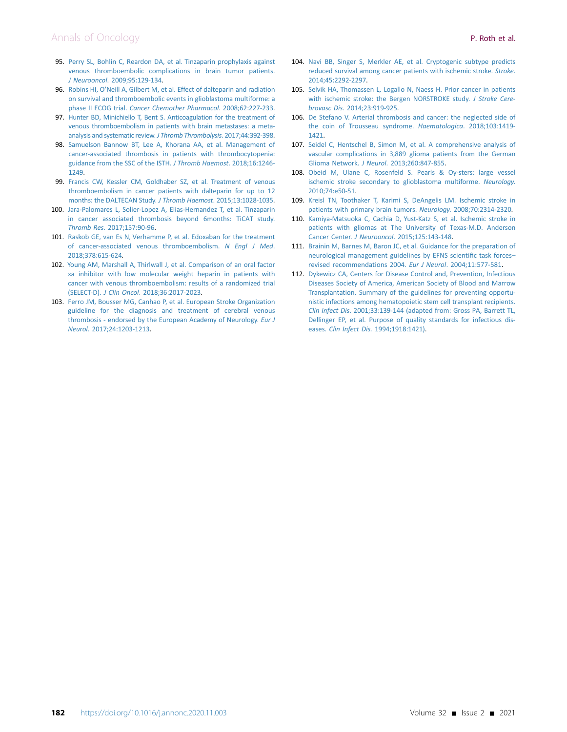95. Perry SL, Bohlin C, Reardon DA, et al. Tinzaparin prophylaxis against venous thromboembolic complications in brain tumor patients. *J Neurooncol*. 2009;95:129-134.
96. Robins HI, O'Neill A, Gilbert M, et al. Effect of dalteparin and radiation on survival and thromboembolic events in glioblastoma multiforme: a phase II ECOG trial. *Cancer Chemother Pharmacol*. 2008;62:227-233.
97. Hunter BD, Minichiello T, Bent S. Anticoagulation for the treatment of venous thromboembolism in patients with brain metastases: a meta-analysis and systematic review. *J Thromb Thrombolysis*. 2017;44:392-398.
98. Samuelson Bannow BT, Lee A, Khorana AA, et al. Management of cancer-associated thrombosis in patients with thrombocytopenia: guidance from the SSC of the ISTH. *J Thromb Haemost*. 2018;16:1246-1249.
99. Francis CW, Kessler CM, Goldhaber SZ, et al. Treatment of venous thromboembolism in cancer patients with dalteparin for up to 12 months: the DALTECAN Study. *J Thromb Haemost*. 2015;13:1028-1035.
100. Jara-Palomares L, Solier-Lopez A, Elias-Hernandez T, et al. Tinzaparin in cancer associated thrombosis beyond 6months: TiCAT study. *Thromb Res*. 2017;157:90-96.
101. Raskob GE, van Es N, Verhamme P, et al. Edoxaban for the treatment of cancer-associated venous thromboembolism. *N Engl J Med*. 2018;378:615-624.
102. Young AM, Marshall A, Thirlwall J, et al. Comparison of an oral factor xa inhibitor with low molecular weight heparin in patients with cancer with venous thromboembolism: results of a randomized trial (SELECT-D). *J Clin Oncol*. 2018;36:2017-2023.
103. Ferro JM, Bousser MG, Canhao P, et al. European Stroke Organization guideline for the diagnosis and treatment of cerebral venous thrombosis - endorsed by the European Academy of Neurology. *Eur J Neurol*. 2017;24:1203-1213.
104. Navi BB, Singer S, Merkler AE, et al. Cryptogenic subtype predicts reduced survival among cancer patients with ischemic stroke. *Stroke*. 2014;45:2292-2297.
105. Selvik HA, Thomassen L, Logallo N, Naess H. Prior cancer in patients with ischemic stroke: the Bergen NORSTROKE study. *J Stroke Cerebrovasc Dis*. 2014;23:919-925.
106. De Stefano V. Arterial thrombosis and cancer: the neglected side of the coin of Trousseau syndrome. *Haematologica*. 2018;103:1419-1421.
107. Seidel C, Hentschel B, Simon M, et al. A comprehensive analysis of vascular complications in 3,889 glioma patients from the German Glioma Network. *J Neurol*. 2013;260:847-855.
108. Obeid M, Ulane C, Rosenfeld S. Pearls & Oy-sters: large vessel ischemic stroke secondary to glioblastoma multiforme. *Neurology*. 2010;74:e50-51.
109. Kreisl TN, Toothaker T, Karimi S, DeAngelis LM. Ischemic stroke in patients with primary brain tumors. *Neurology*. 2008;70:2314-2320.
110. Kamiya-Matsuoka C, Cachia D, Yust-Katz S, et al. Ischemic stroke in patients with gliomas at The University of Texas-M.D. Anderson Cancer Center. *J Neurooncol*. 2015;125:143-148.
111. Brainin M, Barnes M, Baron JC, et al. Guidance for the preparation of neurological management guidelines by EFNS scientific task forces–revised recommendations 2004. *Eur J Neurol*. 2004;11:577-581.
112. Dykewicz CA, Centers for Disease Control and, Prevention, Infectious Diseases Society of America, American Society of Blood and Marrow Transplantation. Summary of the guidelines for preventing opportunistic infections among hematopoietic stem cell transplant recipients. *Clin Infect Dis*. 2001;33:139-144 (adapted from: Gross PA, Barrett TL, Dellinger EP, et al. Purpose of quality standards for infectious diseases. *Clin Infect Dis*. 1994;1918:1421).